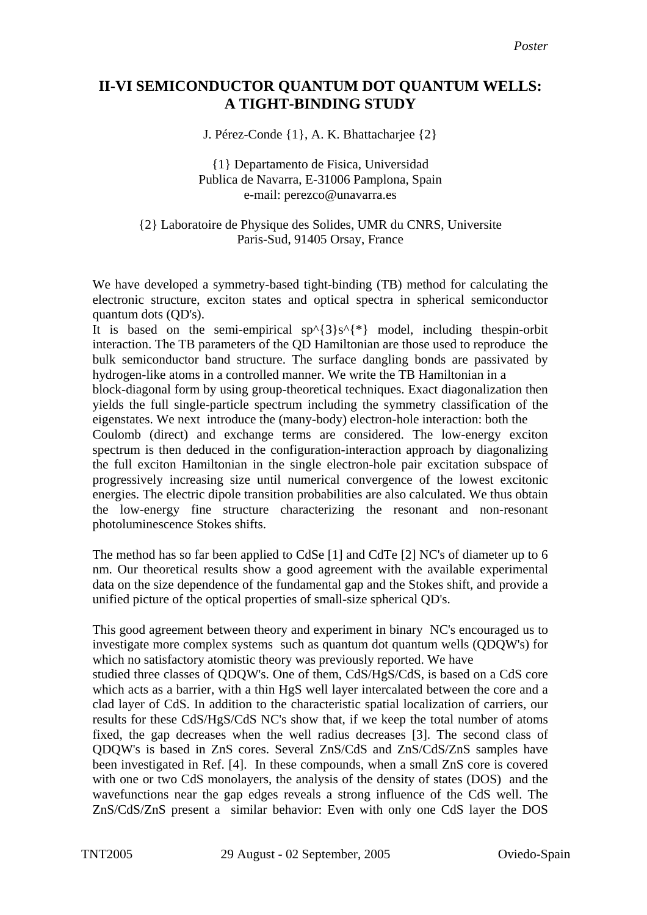*Poster*

# II-VI SEMICONDUCTOR QUANTUM DOT QUANTUM WELLS: A TIGHT-BINDING STUDY

J. Pérez-Conde {1}, A. K. Bhattacharjee {2}

{1} Departamento de Fisica, Universidad Publica de Navarra, E-31006 Pamplona, Spain
e-mail: perezco@unavarra.es

{2} Laboratoire de Physique des Solides, UMR du CNRS, Universite Paris-Sud, 91405 Orsay, France

We have developed a symmetry-based tight-binding (TB) method for calculating the electronic structure, exciton states and optical spectra in spherical semiconductor quantum dots (QD's).
It is based on the semi-empirical $sp^{3}s^{*}$ model, including thespin-orbit interaction. The TB parameters of the QD Hamiltonian are those used to reproduce the bulk semiconductor band structure. The surface dangling bonds are passivated by hydrogen-like atoms in a controlled manner. We write the TB Hamiltonian in a block-diagonal form by using group-theoretical techniques. Exact diagonalization then yields the full single-particle spectrum including the symmetry classification of the eigenstates. We next introduce the (many-body) electron-hole interaction: both the Coulomb (direct) and exchange terms are considered. The low-energy exciton spectrum is then deduced in the configuration-interaction approach by diagonalizing the full exciton Hamiltonian in the single electron-hole pair excitation subspace of progressively increasing size until numerical convergence of the lowest excitonic energies. The electric dipole transition probabilities are also calculated. We thus obtain the low-energy fine structure characterizing the resonant and non-resonant photoluminescence Stokes shifts.

The method has so far been applied to CdSe [1] and CdTe [2] NC's of diameter up to 6 nm. Our theoretical results show a good agreement with the available experimental data on the size dependence of the fundamental gap and the Stokes shift, and provide a unified picture of the optical properties of small-size spherical QD's.

This good agreement between theory and experiment in binary NC's encouraged us to investigate more complex systems such as quantum dot quantum wells (QDQW's) for which no satisfactory atomistic theory was previously reported. We have studied three classes of QDQW's. One of them, CdS/HgS/CdS, is based on a CdS core which acts as a barrier, with a thin HgS well layer intercalated between the core and a clad layer of CdS. In addition to the characteristic spatial localization of carriers, our results for these CdS/HgS/CdS NC's show that, if we keep the total number of atoms fixed, the gap decreases when the well radius decreases [3]. The second class of QDQW's is based in ZnS cores. Several ZnS/CdS and ZnS/CdS/ZnS samples have been investigated in Ref. [4]. In these compounds, when a small ZnS core is covered with one or two CdS monolayers, the analysis of the density of states (DOS) and the wavefunctions near the gap edges reveals a strong influence of the CdS well. The ZnS/CdS/ZnS present a similar behavior: Even with only one CdS layer the DOS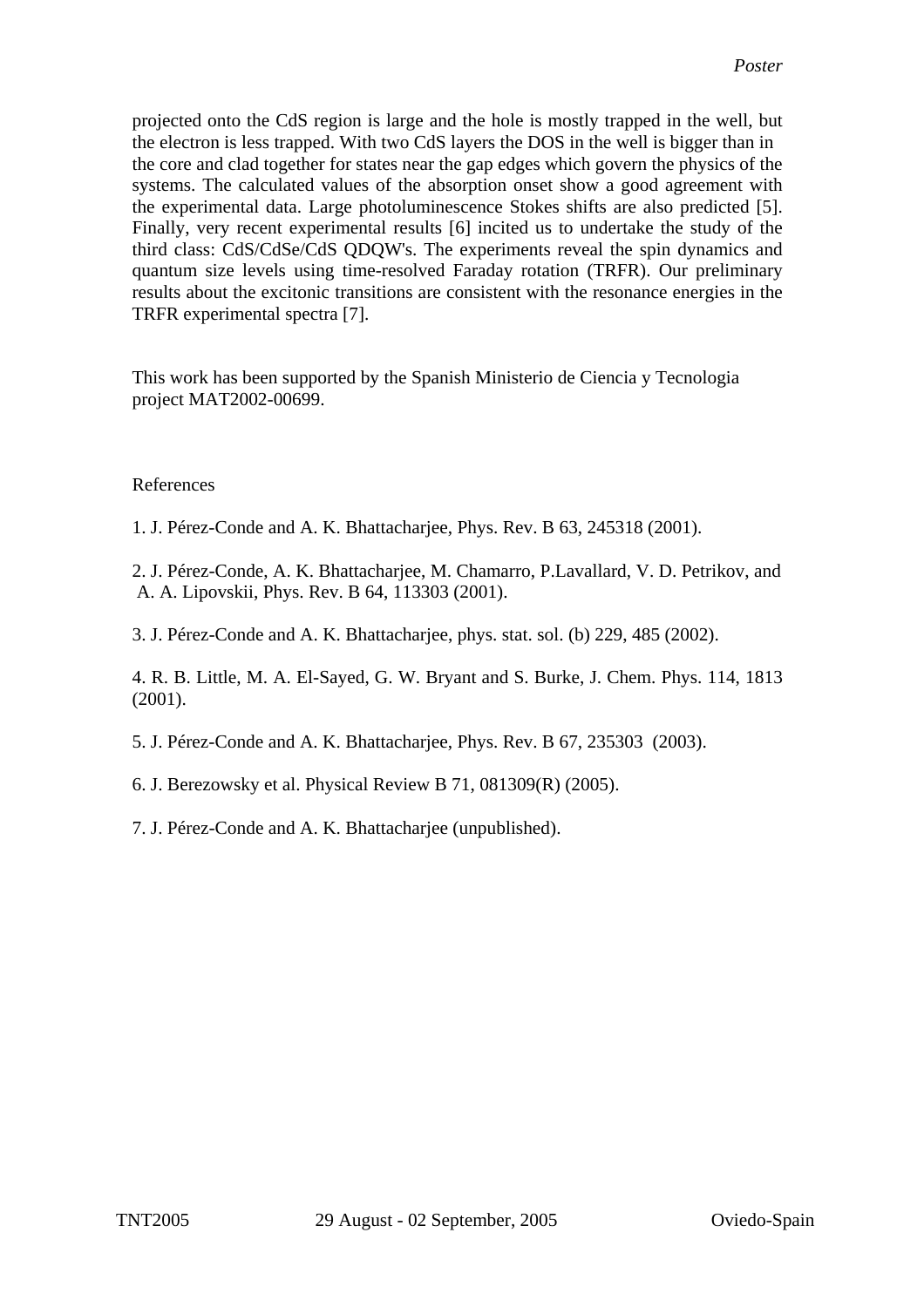projected onto the CdS region is large and the hole is mostly trapped in the well, but the electron is less trapped. With two CdS layers the DOS in the well is bigger than in the core and clad together for states near the gap edges which govern the physics of the systems. The calculated values of the absorption onset show a good agreement with the experimental data. Large photoluminescence Stokes shifts are also predicted [5]. Finally, very recent experimental results [6] incited us to undertake the study of the third class: CdS/CdSe/CdS QDQW's. The experiments reveal the spin dynamics and quantum size levels using time-resolved Faraday rotation (TRFR). Our preliminary results about the excitonic transitions are consistent with the resonance energies in the TRFR experimental spectra [7].

This work has been supported by the Spanish Ministerio de Ciencia y Tecnologia project MAT2002-00699.

References

1. J. Pérez-Conde and A. K. Bhattacharjee, Phys. Rev. B 63, 245318 (2001).

2. J. Pérez-Conde, A. K. Bhattacharjee, M. Chamarro, P.Lavallard, V. D. Petrikov, and A. A. Lipovskii, Phys. Rev. B 64, 113303 (2001).

3. J. Pérez-Conde and A. K. Bhattacharjee, phys. stat. sol. (b) 229, 485 (2002).

4. R. B. Little, M. A. El-Sayed, G. W. Bryant and S. Burke, J. Chem. Phys. 114, 1813 (2001).

5. J. Pérez-Conde and A. K. Bhattacharjee, Phys. Rev. B 67, 235303 (2003).

6. J. Berezowsky et al. Physical Review B 71, 081309(R) (2005).

7. J. Pérez-Conde and A. K. Bhattacharjee (unpublished).